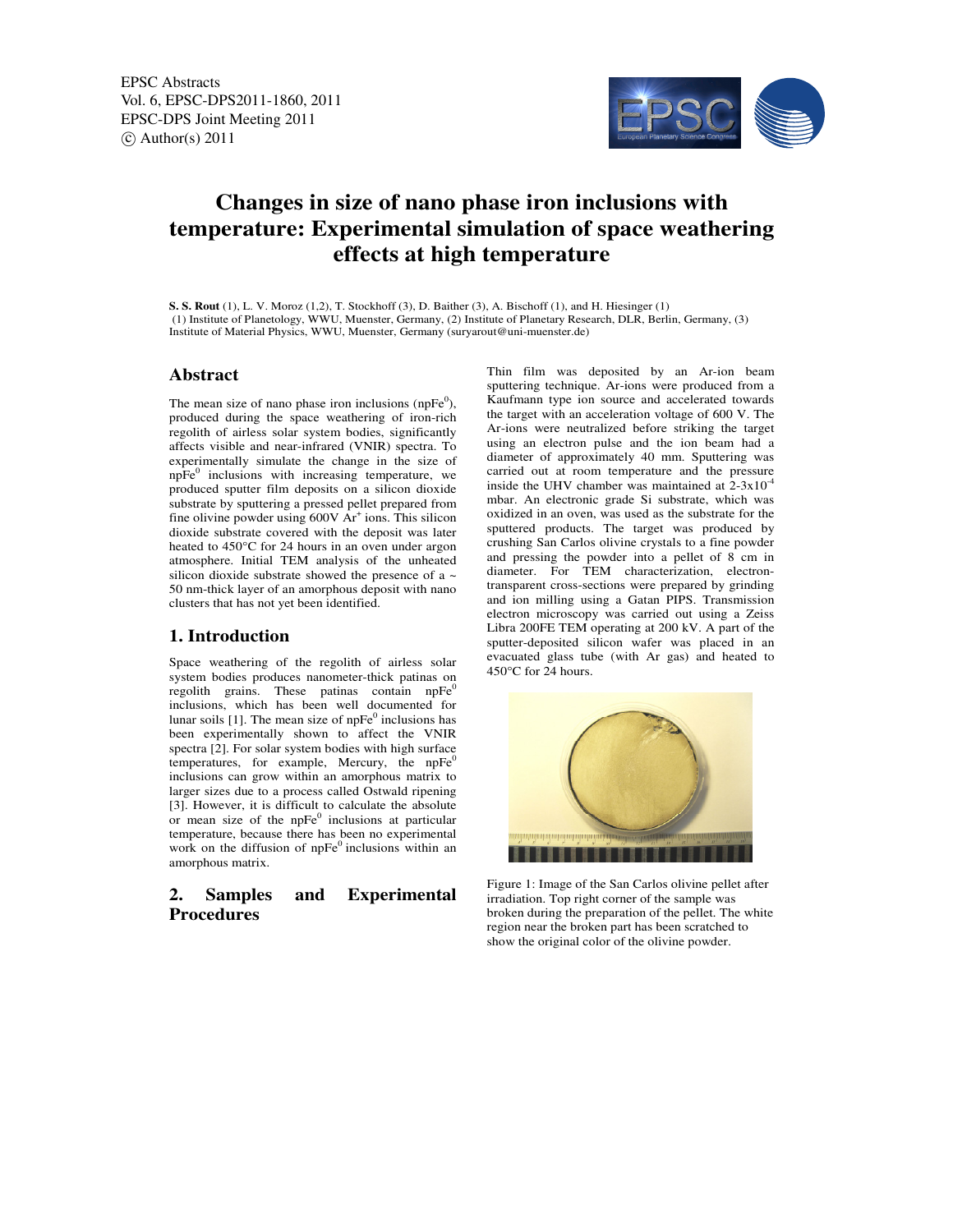EPSC Abstracts
Vol. 6, EPSC-DPS2011-1860, 2011
EPSC-DPS Joint Meeting 2011
© Author(s) 2011

# Changes in size of nano phase iron inclusions with temperature: Experimental simulation of space weathering effects at high temperature

**S. S. Rout** (1), L. V. Moroz (1,2), T. Stockhoff (3), D. Baither (3), A. Bischoff (1), and H. Hiesinger (1)
(1) Institute of Planetology, WWU, Muenster, Germany, (2) Institute of Planetary Research, DLR, Berlin, Germany, (3) Institute of Material Physics, WWU, Muenster, Germany (suryarout@uni-muenster.de)

## Abstract

The mean size of nano phase iron inclusions ($npFe^0$), produced during the space weathering of iron-rich regolith of airless solar system bodies, significantly affects visible and near-infrared (VNIR) spectra. To experimentally simulate the change in the size of $npFe^0$ inclusions with increasing temperature, we produced sputter film deposits on a silicon dioxide substrate by sputtering a pressed pellet prepared from fine olivine powder using 600V $Ar^+$ ions. This silicon dioxide substrate covered with the deposit was later heated to 450°C for 24 hours in an oven under argon atmosphere. Initial TEM analysis of the unheated silicon dioxide substrate showed the presence of a ~ 50 nm-thick layer of an amorphous deposit with nano clusters that has not yet been identified.

## 1. Introduction

Space weathering of the regolith of airless solar system bodies produces nanometer-thick patinas on regolith grains. These patinas contain $npFe^0$ inclusions, which has been well documented for lunar soils [1]. The mean size of $npFe^0$ inclusions has been experimentally shown to affect the VNIR spectra [2]. For solar system bodies with high surface temperatures, for example, Mercury, the $npFe^0$ inclusions can grow within an amorphous matrix to larger sizes due to a process called Ostwald ripening [3]. However, it is difficult to calculate the absolute or mean size of the $npFe^0$ inclusions at particular temperature, because there has been no experimental work on the diffusion of $npFe^0$ inclusions within an amorphous matrix.

## 2. Samples and Experimental Procedures

Thin film was deposited by an Ar-ion beam sputtering technique. Ar-ions were produced from a Kaufmann type ion source and accelerated towards the target with an acceleration voltage of 600 V. The Ar-ions were neutralized before striking the target using an electron pulse and the ion beam had a diameter of approximately 40 mm. Sputtering was carried out at room temperature and the pressure inside the UHV chamber was maintained at $2\text{-}3 \times 10^{-4}$ mbar. An electronic grade Si substrate, which was oxidized in an oven, was used as the substrate for the sputtered products. The target was produced by crushing San Carlos olivine crystals to a fine powder and pressing the powder into a pellet of 8 cm in diameter. For TEM characterization, electron-transparent cross-sections were prepared by grinding and ion milling using a Gatan PIPS. Transmission electron microscopy was carried out using a Zeiss Libra 200FE TEM operating at 200 kV. A part of the sputter-deposited silicon wafer was placed in an evacuated glass tube (with Ar gas) and heated to 450°C for 24 hours.

Figure 1: Image of the San Carlos olivine pellet after irradiation. Top right corner of the sample was broken during the preparation of the pellet. The white region near the broken part has been scratched to show the original color of the olivine powder.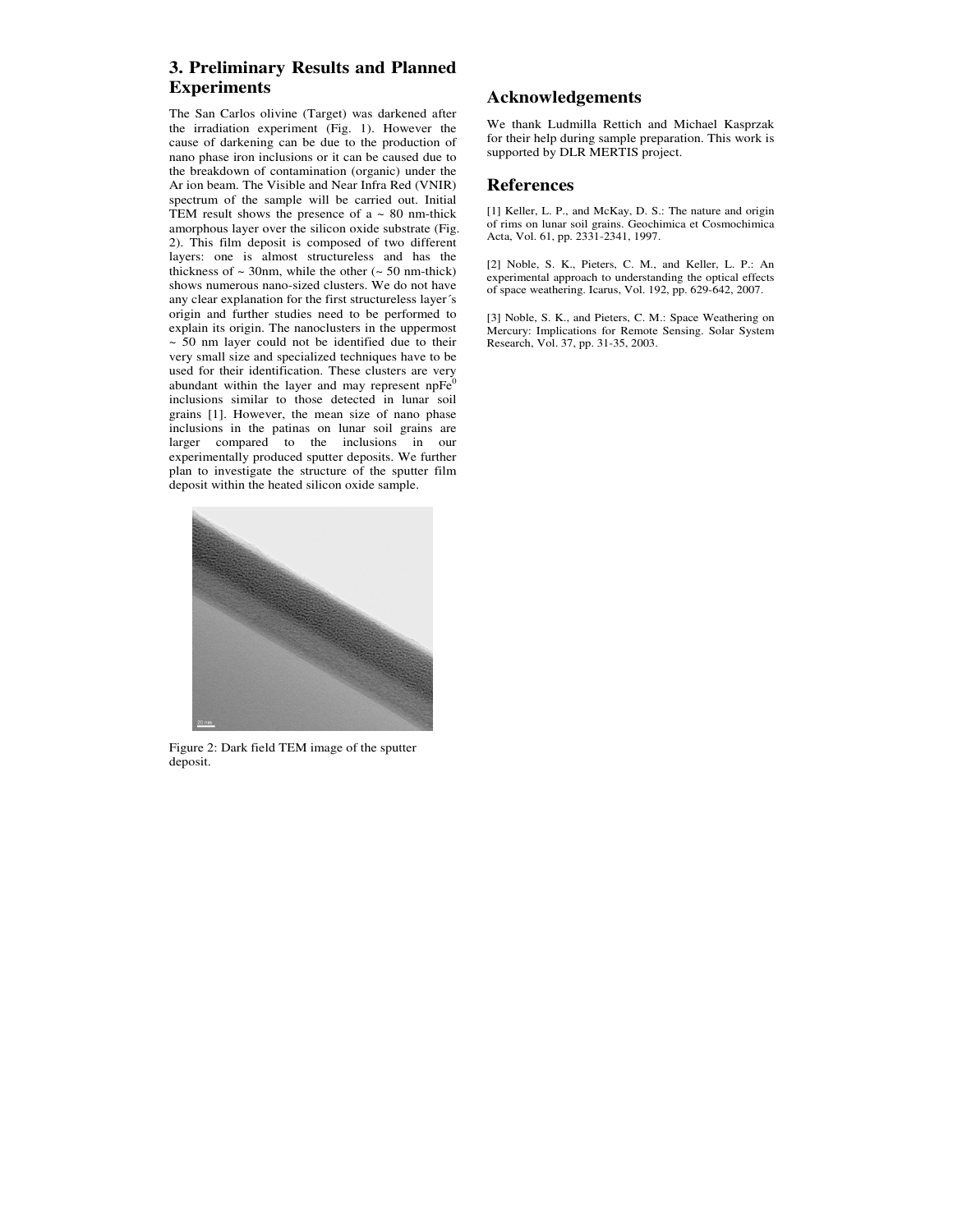## 3. Preliminary Results and Planned Experiments

The San Carlos olivine (Target) was darkened after the irradiation experiment (Fig. 1). However the cause of darkening can be due to the production of nano phase iron inclusions or it can be caused due to the breakdown of contamination (organic) under the Ar ion beam. The Visible and Near Infra Red (VNIR) spectrum of the sample will be carried out. Initial TEM result shows the presence of a ~ 80 nm-thick amorphous layer over the silicon oxide substrate (Fig. 2). This film deposit is composed of two different layers: one is almost structureless and has the thickness of ~ 30nm, while the other (~ 50 nm-thick) shows numerous nano-sized clusters. We do not have any clear explanation for the first structureless layer´s origin and further studies need to be performed to explain its origin. The nanoclusters in the uppermost ~ 50 nm layer could not be identified due to their very small size and specialized techniques have to be used for their identification. These clusters are very abundant within the layer and may represent $npFe^0$ inclusions similar to those detected in lunar soil grains [1]. However, the mean size of nano phase inclusions in the patinas on lunar soil grains are larger compared to the inclusions in our experimentally produced sputter deposits. We further plan to investigate the structure of the sputter film deposit within the heated silicon oxide sample.

20 nm

Figure 2: Dark field TEM image of the sputter deposit.

## Acknowledgements

We thank Ludmilla Rettich and Michael Kasprzak for their help during sample preparation. This work is supported by DLR MERTIS project.

## References

[1] Keller, L. P., and McKay, D. S.: The nature and origin of rims on lunar soil grains. Geochimica et Cosmochimica Acta, Vol. 61, pp. 2331-2341, 1997.

[2] Noble, S. K., Pieters, C. M., and Keller, L. P.: An experimental approach to understanding the optical effects of space weathering. Icarus, Vol. 192, pp. 629-642, 2007.

[3] Noble, S. K., and Pieters, C. M.: Space Weathering on Mercury: Implications for Remote Sensing. Solar System Research, Vol. 37, pp. 31-35, 2003.